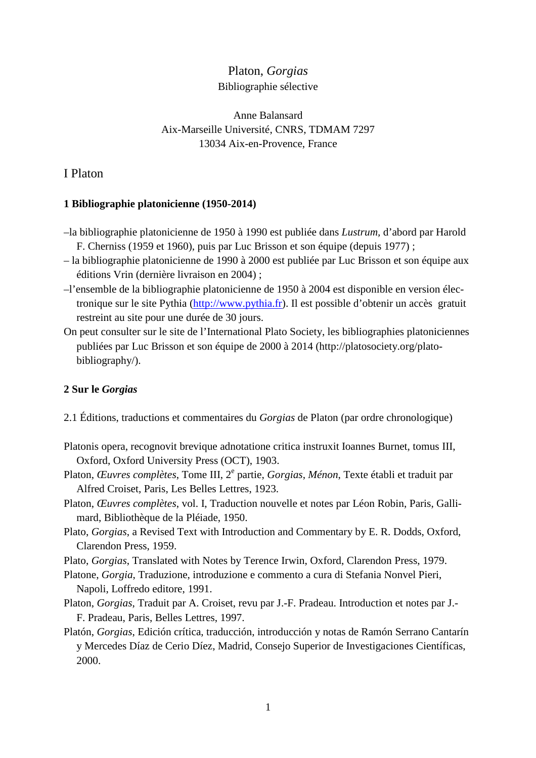# Platon, *Gorgias*

Bibliographie sélective

Anne Balansard
Aix-Marseille Université, CNRS, TDMAM 7297
13034 Aix-en-Provence, France

## I Platon

### 1 Bibliographie platonicienne (1950-2014)

–la bibliographie platonicienne de 1950 à 1990 est publiée dans *Lustrum,* d'abord par Harold F. Cherniss (1959 et 1960), puis par Luc Brisson et son équipe (depuis 1977) ;

– la bibliographie platonicienne de 1990 à 2000 est publiée par Luc Brisson et son équipe aux éditions Vrin (dernière livraison en 2004) ;

–l'ensemble de la bibliographie platonicienne de 1950 à 2004 est disponible en version électronique sur le site Pythia (http://www.pythia.fr). Il est possible d'obtenir un accès gratuit restreint au site pour une durée de 30 jours.

On peut consulter sur le site de l'International Plato Society, les bibliographies platoniciennes publiées par Luc Brisson et son équipe de 2000 à 2014 (http://platosociety.org/plato-bibliography/).

### 2 Sur le *Gorgias*

2.1 Éditions, traductions et commentaires du *Gorgias* de Platon (par ordre chronologique)

Platonis opera, recognovit brevique adnotatione critica instruxit Ioannes Burnet, tomus III, Oxford, Oxford University Press (OCT), 1903.

Platon, *Œuvres complètes*, Tome III, 2e partie, *Gorgias*, *Ménon*, Texte établi et traduit par Alfred Croiset, Paris, Les Belles Lettres, 1923.

Platon, *Œuvres complètes*, vol. I, Traduction nouvelle et notes par Léon Robin, Paris, Gallimard, Bibliothèque de la Pléiade, 1950.

Plato, *Gorgias*, a Revised Text with Introduction and Commentary by E. R. Dodds, Oxford, Clarendon Press, 1959.

Plato, *Gorgias*, Translated with Notes by Terence Irwin, Oxford, Clarendon Press, 1979.

Platone, *Gorgia*, Traduzione, introduzione e commento a cura di Stefania Nonvel Pieri, Napoli, Loffredo editore, 1991.

Platon, *Gorgias*, Traduit par A. Croiset, revu par J.-F. Pradeau. Introduction et notes par J.-F. Pradeau, Paris, Belles Lettres, 1997.

Platón, *Gorgias*, Edición crítica, traducción, introducción y notas de Ramón Serrano Cantarín y Mercedes Díaz de Cerio Díez, Madrid, Consejo Superior de Investigaciones Científicas, 2000.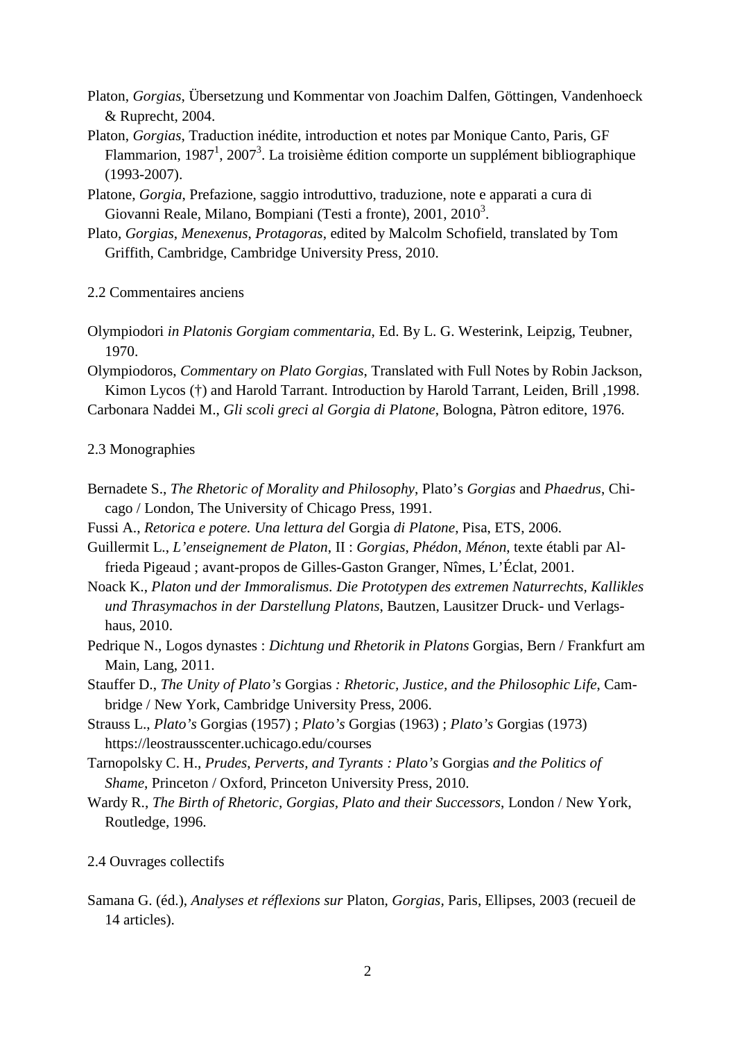Platon, *Gorgias*, Übersetzung und Kommentar von Joachim Dalfen, Göttingen, Vandenhoeck & Ruprecht, 2004.

Platon, *Gorgias*, Traduction inédite, introduction et notes par Monique Canto, Paris, GF Flammarion, 1987[1], 2007[3]. La troisième édition comporte un supplément bibliographique (1993-2007).

Platone, *Gorgia*, Prefazione, saggio introduttivo, traduzione, note e apparati a cura di Giovanni Reale, Milano, Bompiani (Testi a fronte), 2001, 2010[3].

Plato, *Gorgias*, *Menexenus*, *Protagoras*, edited by Malcolm Schofield, translated by Tom Griffith, Cambridge, Cambridge University Press, 2010.

2.2 Commentaires anciens

Olympiodori *in Platonis Gorgiam commentaria*, Ed. By L. G. Westerink, Leipzig, Teubner, 1970.

Olympiodoros, *Commentary on Plato Gorgias*, Translated with Full Notes by Robin Jackson, Kimon Lycos (†) and Harold Tarrant. Introduction by Harold Tarrant, Leiden, Brill ,1998.

Carbonara Naddei M., *Gli scoli greci al Gorgia di Platone*, Bologna, Pàtron editore, 1976.

2.3 Monographies

Bernadete S., *The Rhetoric of Morality and Philosophy*, Plato's *Gorgias* and *Phaedrus*, Chicago / London, The University of Chicago Press, 1991.

Fussi A., *Retorica e potere. Una lettura del* Gorgia *di Platone*, Pisa, ETS, 2006.

Guillermit L., *L'enseignement de Platon*, II : *Gorgias*, *Phédon*, *Ménon*, texte établi par Alfrieda Pigeaud ; avant-propos de Gilles-Gaston Granger, Nîmes, L'Éclat, 2001.

Noack K., *Platon und der Immoralismus. Die Prototypen des extremen Naturrechts, Kallikles und Thrasymachos in der Darstellung Platons*, Bautzen, Lausitzer Druck- und Verlagshaus, 2010.

Pedrique N., Logos dynastes : *Dichtung und Rhetorik in Platons* Gorgias, Bern / Frankfurt am Main, Lang, 2011.

Stauffer D., *The Unity of Plato's* Gorgias *: Rhetoric, Justice, and the Philosophic Life*, Cambridge / New York, Cambridge University Press, 2006.

Strauss L., *Plato's* Gorgias (1957) ; *Plato's* Gorgias (1963) ; *Plato's* Gorgias (1973) https://leostrausscenter.uchicago.edu/courses

Tarnopolsky C. H., *Prudes, Perverts, and Tyrants : Plato's* Gorgias *and the Politics of Shame*, Princeton / Oxford, Princeton University Press, 2010.

Wardy R., *The Birth of Rhetoric*, *Gorgias, Plato and their Successors*, London / New York, Routledge, 1996.

2.4 Ouvrages collectifs

Samana G. (éd.), *Analyses et réflexions sur* Platon, *Gorgias*, Paris, Ellipses, 2003 (recueil de 14 articles).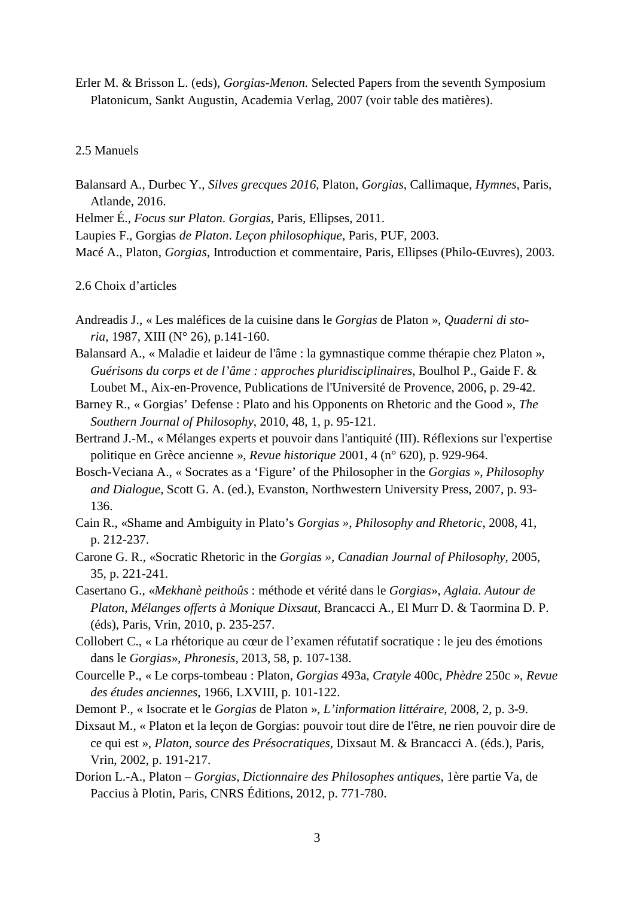Erler M. & Brisson L. (eds), *Gorgias-Menon.* Selected Papers from the seventh Symposium Platonicum, Sankt Augustin, Academia Verlag, 2007 (voir table des matières).

### 2.5 Manuels

Balansard A., Durbec Y., *Silves grecques 2016*, Platon, *Gorgias*, Callimaque, *Hymnes*, Paris, Atlande, 2016.

Helmer É., *Focus sur Platon*. *Gorgias*, Paris, Ellipses, 2011.

Laupies F., Gorgias *de Platon*. *Leçon philosophique*, Paris, PUF, 2003.

Macé A., Platon, *Gorgias*, Introduction et commentaire, Paris, Ellipses (Philo-Œuvres), 2003.

### 2.6 Choix d'articles

Andreadis J., « Les maléfices de la cuisine dans le *Gorgias* de Platon », *Quaderni di storia*, 1987, XIII (N° 26), p.141-160.

Balansard A., « Maladie et laideur de l'âme : la gymnastique comme thérapie chez Platon », *Guérisons du corps et de l'âme : approches pluridisciplinaires*, Boulhol P., Gaide F. & Loubet M., Aix-en-Provence, Publications de l'Université de Provence, 2006, p. 29-42.

Barney R., « Gorgias' Defense : Plato and his Opponents on Rhetoric and the Good », *The Southern Journal of Philosophy*, 2010, 48, 1, p. 95-121.

Bertrand J.-M., « Mélanges experts et pouvoir dans l'antiquité (III). Réflexions sur l'expertise politique en Grèce ancienne », *Revue historique* 2001, 4 (n° 620), p. 929-964.

Bosch-Veciana A., « Socrates as a 'Figure' of the Philosopher in the *Gorgias* », *Philosophy and Dialogue*, Scott G. A. (ed.), Evanston, Northwestern University Press, 2007, p. 93-136.

Cain R., «Shame and Ambiguity in Plato's *Gorgias »*, *Philosophy and Rhetoric*, 2008, 41, p. 212-237.

Carone G. R., «Socratic Rhetoric in the *Gorgias »*, *Canadian Journal of Philosophy*, 2005, 35, p. 221-241.

Casertano G., «*Mekhanè peithoûs* : méthode et vérité dans le *Gorgias*», *Aglaia. Autour de Platon, Mélanges offerts à Monique Dixsaut*, Brancacci A., El Murr D. & Taormina D. P. (éds), Paris, Vrin, 2010, p. 235-257.

Collobert C., « La rhétorique au cœur de l'examen réfutatif socratique : le jeu des émotions dans le *Gorgias*», *Phronesis*, 2013, 58, p. 107-138.

Courcelle P., « Le corps-tombeau : Platon, *Gorgias* 493a, *Cratyle* 400c, *Phèdre* 250c », *Revue des études anciennes*, 1966, LXVIII, p. 101-122.

Demont P., « Isocrate et le *Gorgias* de Platon », *L'information littéraire*, 2008, 2, p. 3-9.

Dixsaut M., « Platon et la leçon de Gorgias: pouvoir tout dire de l'être, ne rien pouvoir dire de ce qui est », *Platon, source des Présocratiques*, Dixsaut M. & Brancacci A. (éds.), Paris, Vrin, 2002, p. 191-217.

Dorion L.-A., Platon – *Gorgias*, *Dictionnaire des Philosophes antiques*, 1ère partie Va, de Paccius à Plotin, Paris, CNRS Éditions, 2012, p. 771-780.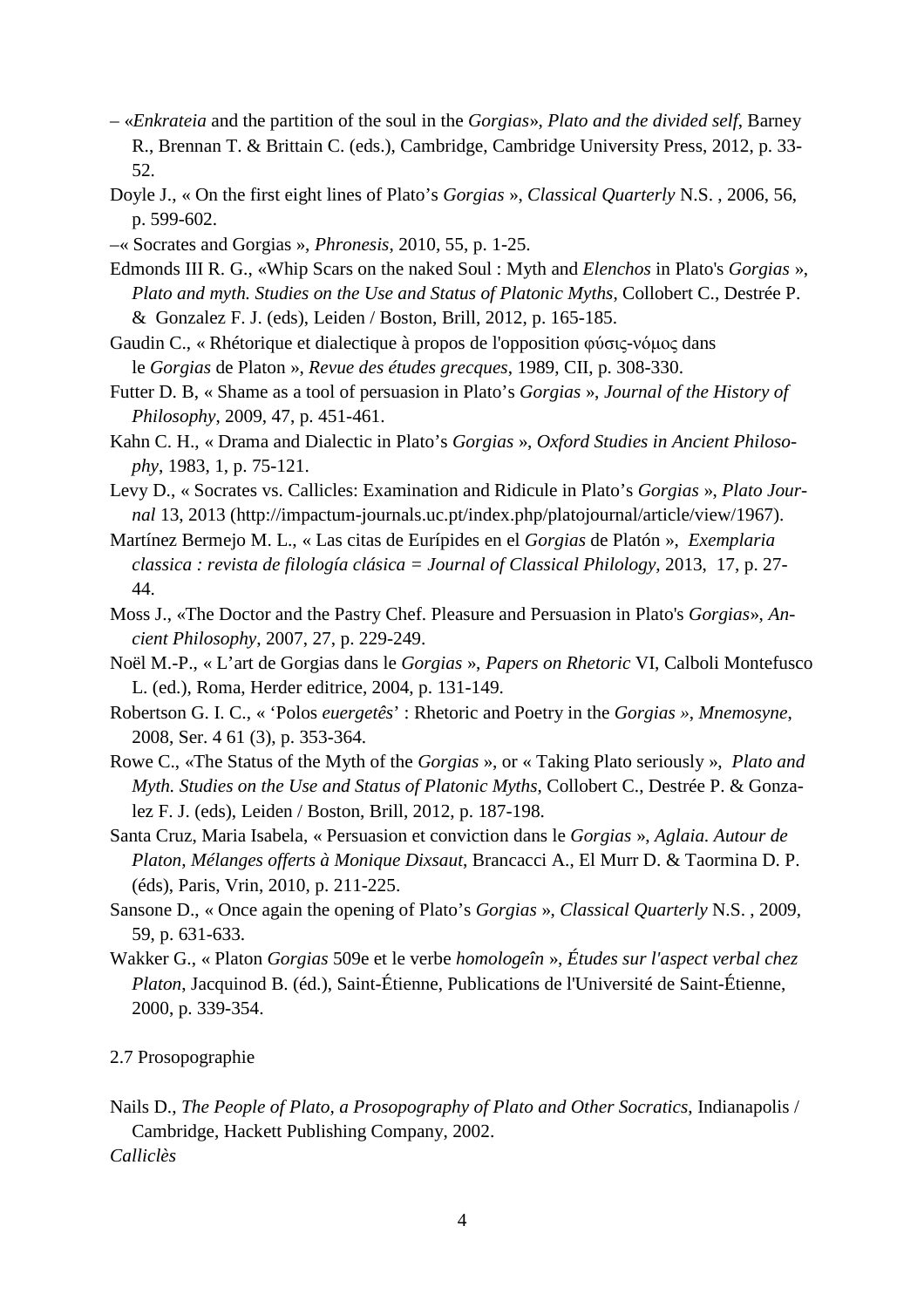– «*Enkrateia* and the partition of the soul in the *Gorgias*», *Plato and the divided self*, Barney R., Brennan T. & Brittain C. (eds.), Cambridge, Cambridge University Press, 2012, p. 33-52.

Doyle J., « On the first eight lines of Plato's *Gorgias* », *Classical Quarterly* N.S. , 2006, 56, p. 599-602.

–« Socrates and Gorgias », *Phronesis*, 2010, 55, p. 1-25.

Edmonds III R. G., «Whip Scars on the naked Soul : Myth and *Elenchos* in Plato's *Gorgias* », *Plato and myth. Studies on the Use and Status of Platonic Myths*, Collobert C., Destrée P. & Gonzalez F. J. (eds), Leiden / Boston, Brill, 2012, p. 165-185.

Gaudin C., « Rhétorique et dialectique à propos de l'opposition φύσις-νόμος dans le *Gorgias* de Platon », *Revue des études grecques*, 1989, CII, p. 308-330.

Futter D. B, « Shame as a tool of persuasion in Plato's *Gorgias* », *Journal of the History of Philosophy*, 2009, 47, p. 451-461.

Kahn C. H., « Drama and Dialectic in Plato's *Gorgias* », *Oxford Studies in Ancient Philosophy*, 1983, 1, p. 75-121.

Levy D., « Socrates vs. Callicles: Examination and Ridicule in Plato's *Gorgias* », *Plato Journal* 13, 2013 (http://impactum-journals.uc.pt/index.php/platojournal/article/view/1967).

Martínez Bermejo M. L., « Las citas de Eurípides en el *Gorgias* de Platón », *Exemplaria classica : revista de filología clásica = Journal of Classical Philology*, 2013, 17, p. 27-44.

Moss J., «The Doctor and the Pastry Chef. Pleasure and Persuasion in Plato's *Gorgias*», *Ancient Philosophy*, 2007, 27, p. 229-249.

Noël M.-P., « L'art de Gorgias dans le *Gorgias* », *Papers on Rhetoric* VI, Calboli Montefusco L. (ed.), Roma, Herder editrice, 2004, p. 131-149.

Robertson G. I. C., « 'Polos *euergetês*' : Rhetoric and Poetry in the *Gorgias* », *Mnemosyne*, 2008, Ser. 4 61 (3), p. 353-364.

Rowe C., «The Status of the Myth of the *Gorgias* », or « Taking Plato seriously », *Plato and Myth. Studies on the Use and Status of Platonic Myths*, Collobert C., Destrée P. & Gonzalez F. J. (eds), Leiden / Boston, Brill, 2012, p. 187-198.

Santa Cruz, Maria Isabela, « Persuasion et conviction dans le *Gorgias* », *Aglaia. Autour de Platon, Mélanges offerts à Monique Dixsaut*, Brancacci A., El Murr D. & Taormina D. P. (éds), Paris, Vrin, 2010, p. 211-225.

Sansone D., « Once again the opening of Plato's *Gorgias* », *Classical Quarterly* N.S. , 2009, 59, p. 631-633.

Wakker G., « Platon *Gorgias* 509e et le verbe *homologeîn* », *Études sur l'aspect verbal chez Platon*, Jacquinod B. (éd.), Saint-Étienne, Publications de l'Université de Saint-Étienne, 2000, p. 339-354.

2.7 Prosopographie

Nails D., *The People of Plato, a Prosopography of Plato and Other Socratics*, Indianapolis / Cambridge, Hackett Publishing Company, 2002.

*Calliclès*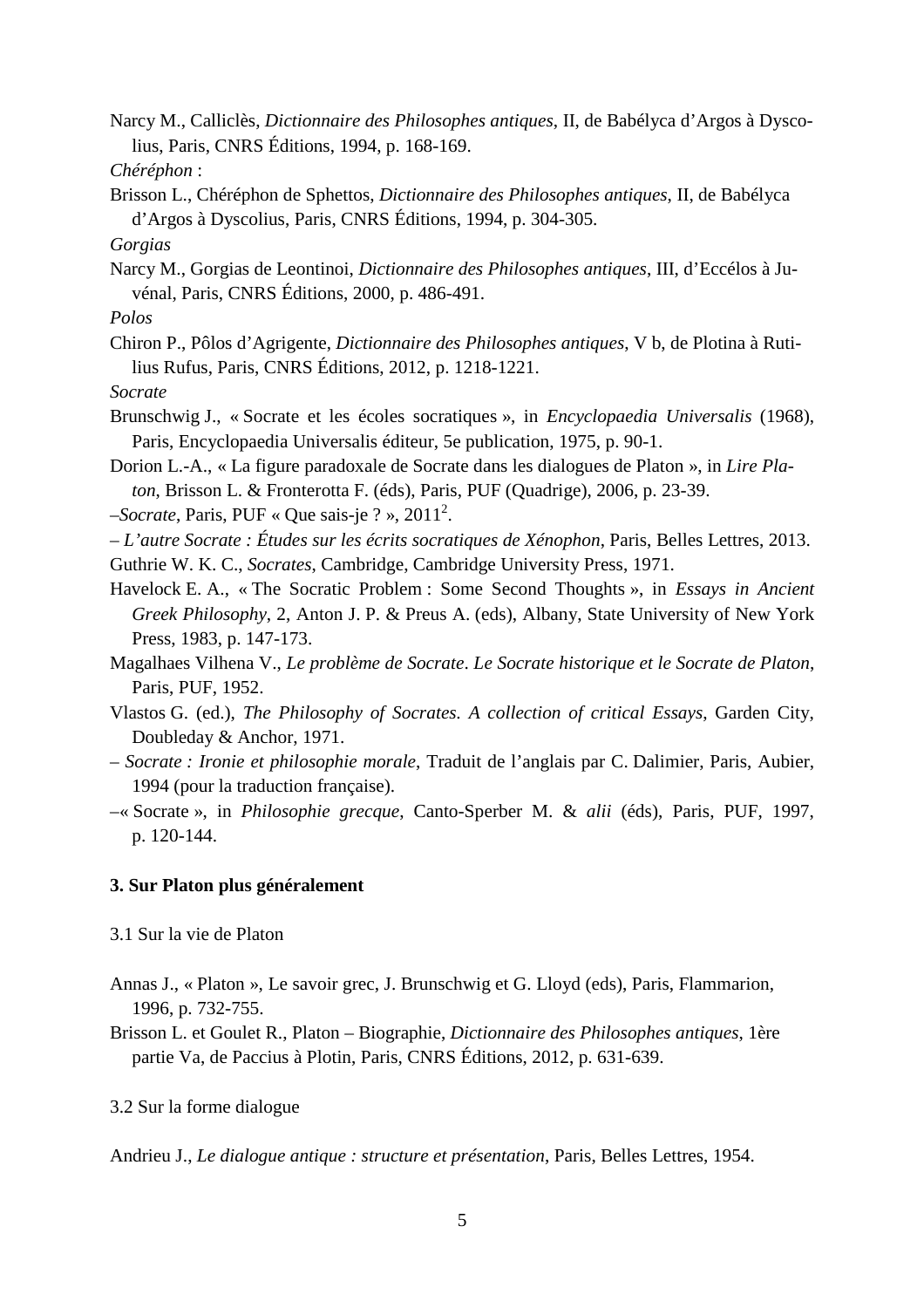Narcy M., Calliclès, *Dictionnaire des Philosophes antiques*, II, de Babélyca d'Argos à Dyscolius, Paris, CNRS Éditions, 1994, p. 168-169.

*Chéréphon* :

Brisson L., Chéréphon de Sphettos, *Dictionnaire des Philosophes antiques*, II, de Babélyca d'Argos à Dyscolius, Paris, CNRS Éditions, 1994, p. 304-305.

*Gorgias*

Narcy M., Gorgias de Leontinoi, *Dictionnaire des Philosophes antiques*, III, d'Eccélos à Juvénal, Paris, CNRS Éditions, 2000, p. 486-491.

*Polos*

Chiron P., Pôlos d'Agrigente, *Dictionnaire des Philosophes antiques*, V b, de Plotina à Rutilius Rufus, Paris, CNRS Éditions, 2012, p. 1218-1221.

*Socrate*

Brunschwig J., « Socrate et les écoles socratiques », in *Encyclopaedia Universalis* (1968), Paris, Encyclopaedia Universalis éditeur, 5e publication, 1975, p. 90-1.

Dorion L.-A., « La figure paradoxale de Socrate dans les dialogues de Platon », in *Lire Platon*, Brisson L. & Fronterotta F. (éds), Paris, PUF (Quadrige), 2006, p. 23-39.

–*Socrate*, Paris, PUF « Que sais-je ? », 2011[2].

– *L'autre Socrate : Études sur les écrits socratiques de Xénophon*, Paris, Belles Lettres, 2013.

Guthrie W. K. C., *Socrates*, Cambridge, Cambridge University Press, 1971.

Havelock E. A., « The Socratic Problem : Some Second Thoughts », in *Essays in Ancient Greek Philosophy*, 2, Anton J. P. & Preus A. (eds), Albany, State University of New York Press, 1983, p. 147-173.

Magalhaes Vilhena V., *Le problème de Socrate*. *Le Socrate historique et le Socrate de Platon*, Paris, PUF, 1952.

Vlastos G. (ed.), *The Philosophy of Socrates. A collection of critical Essays*, Garden City, Doubleday & Anchor, 1971.

– *Socrate : Ironie et philosophie morale*, Traduit de l'anglais par C. Dalimier, Paris, Aubier, 1994 (pour la traduction française).

–« Socrate », in *Philosophie grecque*, Canto-Sperber M. & *alii* (éds), Paris, PUF, 1997, p. 120-144.

### 3. Sur Platon plus généralement

3.1 Sur la vie de Platon

Annas J., « Platon », Le savoir grec, J. Brunschwig et G. Lloyd (eds), Paris, Flammarion, 1996, p. 732-755.

Brisson L. et Goulet R., Platon – Biographie, *Dictionnaire des Philosophes antiques*, 1ère partie Va, de Paccius à Plotin, Paris, CNRS Éditions, 2012, p. 631-639.

3.2 Sur la forme dialogue

Andrieu J., *Le dialogue antique : structure et présentation*, Paris, Belles Lettres, 1954.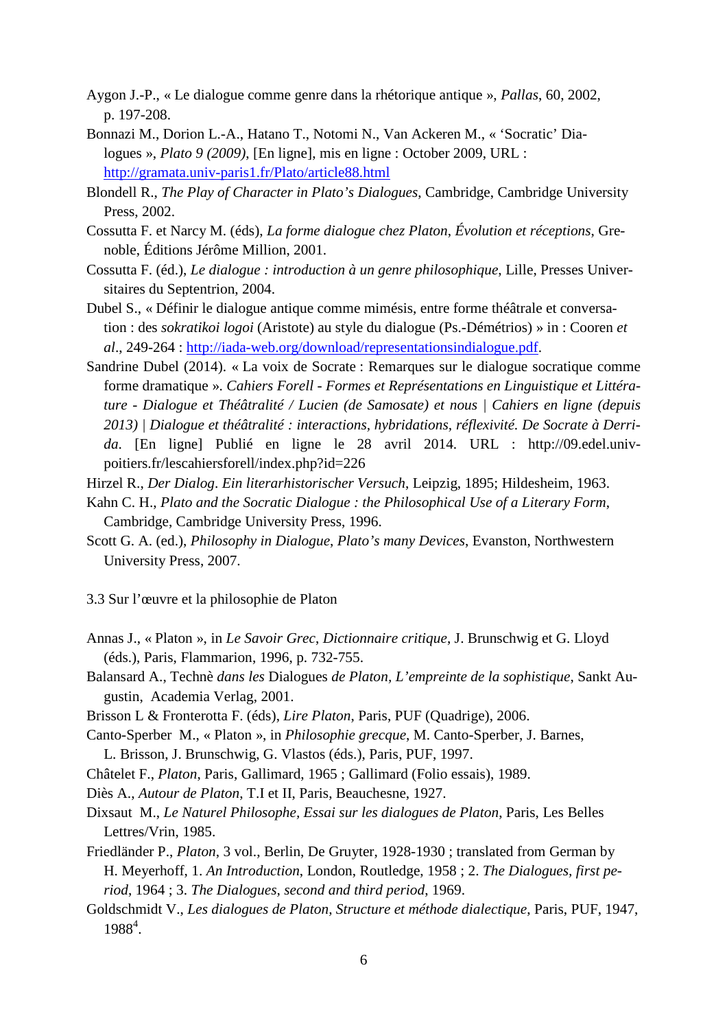Aygon J.-P., « Le dialogue comme genre dans la rhétorique antique », *Pallas*, 60, 2002, p. 197-208.

Bonnazi M., Dorion L.-A., Hatano T., Notomi N., Van Ackeren M., « 'Socratic' Dialogues », *Plato 9 (2009)*, [En ligne], mis en ligne : October 2009, URL : http://gramata.univ-paris1.fr/Plato/article88.html

Blondell R., *The Play of Character in Plato's Dialogues*, Cambridge, Cambridge University Press, 2002.

Cossutta F. et Narcy M. (éds), *La forme dialogue chez Platon*, *Évolution et réceptions*, Grenoble, Éditions Jérôme Million, 2001.

Cossutta F. (éd.), *Le dialogue : introduction à un genre philosophique*, Lille, Presses Universitaires du Septentrion, 2004.

Dubel S., « Définir le dialogue antique comme mimésis, entre forme théâtrale et conversation : des *sokratikoi logoi* (Aristote) au style du dialogue (Ps.-Démétrios) » in : Cooren *et al*., 249-264 : http://iada-web.org/download/representationsindialogue.pdf.

Sandrine Dubel (2014). « La voix de Socrate : Remarques sur le dialogue socratique comme forme dramatique ». *Cahiers Forell - Formes et Représentations en Linguistique et Littérature - Dialogue et Théâtralité / Lucien (de Samosate) et nous | Cahiers en ligne (depuis 2013) | Dialogue et théâtralité : interactions, hybridations, réflexivité. De Socrate à Derrida.* [En ligne] Publié en ligne le 28 avril 2014. URL : http://09.edel.univ-poitiers.fr/lescahiersforell/index.php?id=226

Hirzel R., *Der Dialog*. *Ein literarhistorischer Versuch*, Leipzig, 1895; Hildesheim, 1963.

Kahn C. H., *Plato and the Socratic Dialogue : the Philosophical Use of a Literary Form*, Cambridge, Cambridge University Press, 1996.

Scott G. A. (ed.), *Philosophy in Dialogue*, *Plato's many Devices*, Evanston, Northwestern University Press, 2007.

3.3 Sur l'œuvre et la philosophie de Platon

Annas J., « Platon », in *Le Savoir Grec*, *Dictionnaire critique*, J. Brunschwig et G. Lloyd (éds.), Paris, Flammarion, 1996, p. 732-755.

Balansard A., Technè *dans les* Dialogues *de Platon, L'empreinte de la sophistique*, Sankt Augustin, Academia Verlag, 2001.

Brisson L & Fronterotta F. (éds), *Lire Platon*, Paris, PUF (Quadrige), 2006.

Canto-Sperber M., « Platon », in *Philosophie grecque*, M. Canto-Sperber, J. Barnes, L. Brisson, J. Brunschwig, G. Vlastos (éds.), Paris, PUF, 1997.

Châtelet F., *Platon*, Paris, Gallimard, 1965 ; Gallimard (Folio essais), 1989.

Diès A., *Autour de Platon*, T.I et II, Paris, Beauchesne, 1927.

Dixsaut M., *Le Naturel Philosophe, Essai sur les dialogues de Platon*, Paris, Les Belles Lettres/Vrin, 1985.

Friedländer P., *Platon*, 3 vol., Berlin, De Gruyter, 1928-1930 ; translated from German by H. Meyerhoff, 1. *An Introduction*, London, Routledge, 1958 ; 2. *The Dialogues, first period*, 1964 ; 3. *The Dialogues, second and third period*, 1969.

Goldschmidt V., *Les dialogues de Platon, Structure et méthode dialectique*, Paris, PUF, 1947, 1988[4].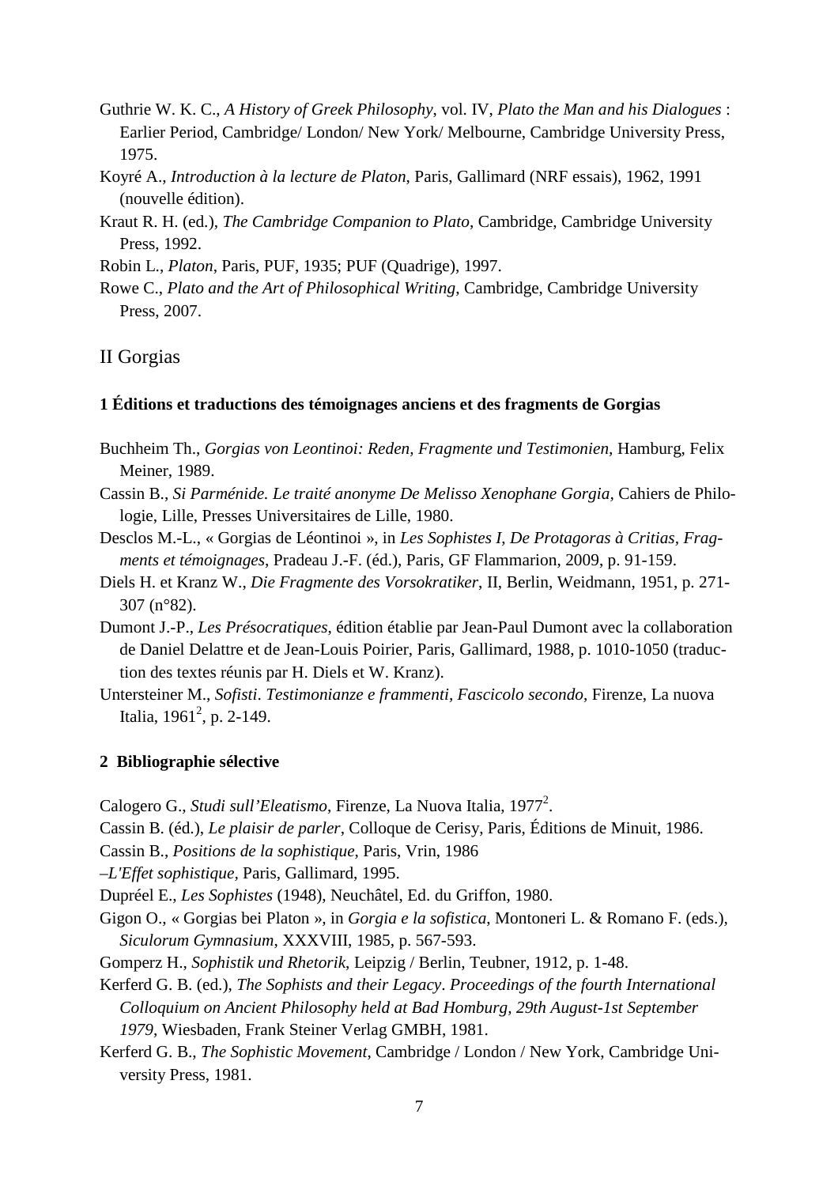Guthrie W. K. C., *A History of Greek Philosophy*, vol. IV, *Plato the Man and his Dialogues* : Earlier Period, Cambridge/ London/ New York/ Melbourne, Cambridge University Press, 1975.

Koyré A., *Introduction à la lecture de Platon*, Paris, Gallimard (NRF essais), 1962, 1991 (nouvelle édition).

Kraut R. H. (ed.), *The Cambridge Companion to Plato*, Cambridge, Cambridge University Press, 1992.

Robin L., *Platon*, Paris, PUF, 1935; PUF (Quadrige), 1997.

Rowe C., *Plato and the Art of Philosophical Writing*, Cambridge, Cambridge University Press, 2007.

## II Gorgias

### 1 Éditions et traductions des témoignages anciens et des fragments de Gorgias

Buchheim Th., *Gorgias von Leontinoi: Reden, Fragmente und Testimonien*, Hamburg, Felix Meiner, 1989.

Cassin B., *Si Parménide. Le traité anonyme De Melisso Xenophane Gorgia*, Cahiers de Philologie, Lille, Presses Universitaires de Lille, 1980.

Desclos M.-L., « Gorgias de Léontinoi », in *Les Sophistes I, De Protagoras à Critias, Fragments et témoignages*, Pradeau J.-F. (éd.), Paris, GF Flammarion, 2009, p. 91-159.

Diels H. et Kranz W., *Die Fragmente des Vorsokratiker*, II, Berlin, Weidmann, 1951, p. 271-307 (n°82).

Dumont J.-P., *Les Présocratiques*, édition établie par Jean-Paul Dumont avec la collaboration de Daniel Delattre et de Jean-Louis Poirier, Paris, Gallimard, 1988, p. 1010-1050 (traduction des textes réunis par H. Diels et W. Kranz).

Untersteiner M., *Sofisti. Testimonianze e frammenti, Fascicolo secondo*, Firenze, La nuova Italia, 1961², p. 2-149.

### 2 Bibliographie sélective

Calogero G., *Studi sull'Eleatismo*, Firenze, La Nuova Italia, 1977².

Cassin B. (éd.), *Le plaisir de parler*, Colloque de Cerisy, Paris, Éditions de Minuit, 1986.

Cassin B., *Positions de la sophistique*, Paris, Vrin, 1986

–*L'Effet sophistique*, Paris, Gallimard, 1995.

Dupréel E., *Les Sophistes* (1948), Neuchâtel, Ed. du Griffon, 1980.

Gigon O., « Gorgias bei Platon », in *Gorgia e la sofistica*, Montoneri L. & Romano F. (eds.), *Siculorum Gymnasium*, XXXVIII, 1985, p. 567-593.

Gomperz H., *Sophistik und Rhetorik*, Leipzig / Berlin, Teubner, 1912, p. 1-48.

Kerferd G. B. (ed.), *The Sophists and their Legacy. Proceedings of the fourth International Colloquium on Ancient Philosophy held at Bad Homburg, 29th August-1st September 1979*, Wiesbaden, Frank Steiner Verlag GMBH, 1981.

Kerferd G. B., *The Sophistic Movement*, Cambridge / London / New York, Cambridge University Press, 1981.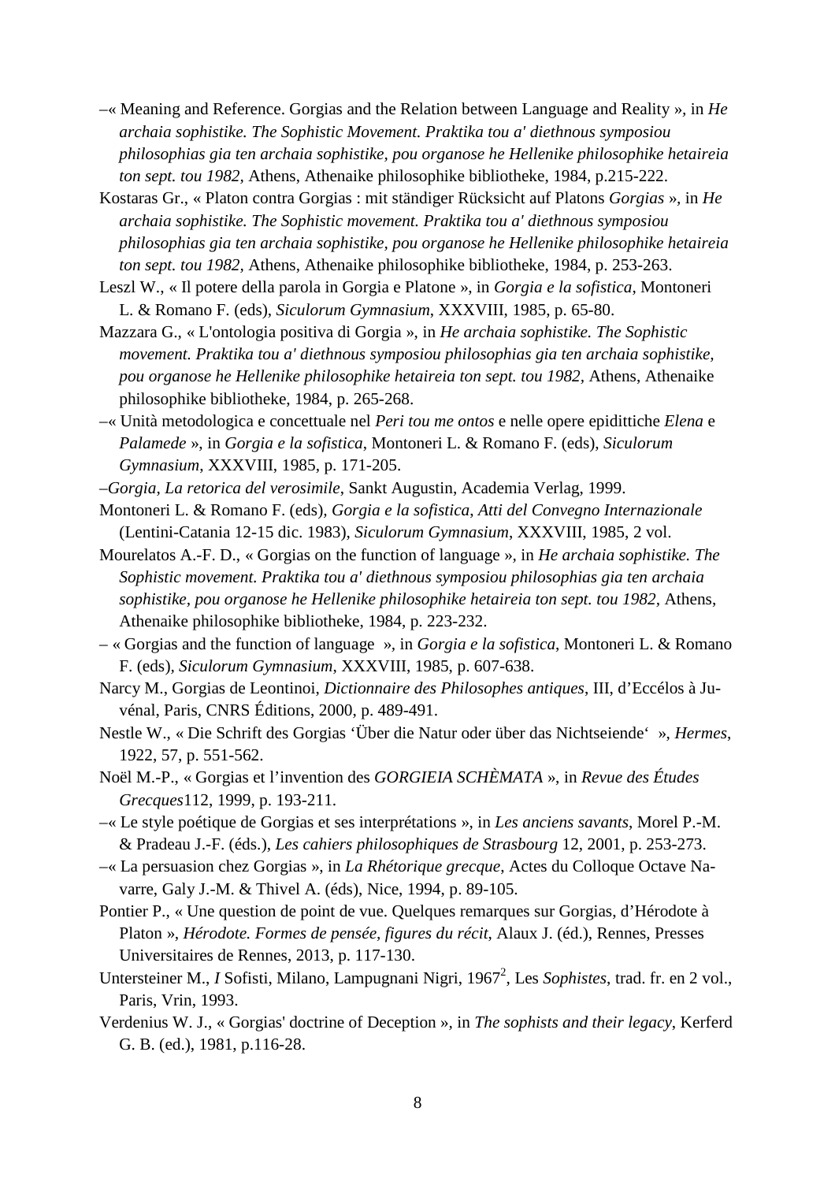–« Meaning and Reference. Gorgias and the Relation between Language and Reality », in *He archaia sophistike. The Sophistic Movement. Praktika tou a' diethnous symposiou philosophias gia ten archaia sophistike, pou organose he Hellenike philosophike hetaireia ton sept. tou 1982*, Athens, Athenaike philosophike bibliotheke, 1984, p.215-222.

Kostaras Gr., « Platon contra Gorgias : mit ständiger Rücksicht auf Platons *Gorgias* », in *He archaia sophistike. The Sophistic movement. Praktika tou a' diethnous symposiou philosophias gia ten archaia sophistike, pou organose he Hellenike philosophike hetaireia ton sept. tou 1982*, Athens, Athenaike philosophike bibliotheke, 1984, p. 253-263.

Leszl W., « Il potere della parola in Gorgia e Platone », in *Gorgia e la sofistica*, Montoneri L. & Romano F. (eds), *Siculorum Gymnasium*, XXXVIII, 1985, p. 65-80.

Mazzara G., « L'ontologia positiva di Gorgia », in *He archaia sophistike. The Sophistic movement. Praktika tou a' diethnous symposiou philosophias gia ten archaia sophistike, pou organose he Hellenike philosophike hetaireia ton sept. tou 1982*, Athens, Athenaike philosophike bibliotheke, 1984, p. 265-268.

–« Unità metodologica e concettuale nel *Peri tou me ontos* e nelle opere epidittiche *Elena* e *Palamede* », in *Gorgia e la sofistica*, Montoneri L. & Romano F. (eds), *Siculorum Gymnasium*, XXXVIII, 1985, p. 171-205.

–*Gorgia, La retorica del verosimile*, Sankt Augustin, Academia Verlag, 1999.

Montoneri L. & Romano F. (eds), *Gorgia e la sofistica*, *Atti del Convegno Internazionale* (Lentini-Catania 12-15 dic. 1983), *Siculorum Gymnasium*, XXXVIII, 1985, 2 vol.

Mourelatos A.-F. D., « Gorgias on the function of language », in *He archaia sophistike. The Sophistic movement. Praktika tou a' diethnous symposiou philosophias gia ten archaia sophistike, pou organose he Hellenike philosophike hetaireia ton sept. tou 1982*, Athens, Athenaike philosophike bibliotheke, 1984, p. 223-232.

– « Gorgias and the function of language », in *Gorgia e la sofistica*, Montoneri L. & Romano F. (eds), *Siculorum Gymnasium*, XXXVIII, 1985, p. 607-638.

Narcy M., Gorgias de Leontinoi, *Dictionnaire des Philosophes antiques*, III, d'Eccélos à Juvénal, Paris, CNRS Éditions, 2000, p. 489-491.

Nestle W., « Die Schrift des Gorgias 'Über die Natur oder über das Nichtseiende' », *Hermes*, 1922, 57, p. 551-562.

Noël M.-P., « Gorgias et l'invention des *GORGIEIA SCHÈMATA* », in *Revue des Études Grecques*112, 1999, p. 193-211.

–« Le style poétique de Gorgias et ses interprétations », in *Les anciens savants*, Morel P.-M. & Pradeau J.-F. (éds.), *Les cahiers philosophiques de Strasbourg* 12, 2001, p. 253-273.

–« La persuasion chez Gorgias », in *La Rhétorique grecque*, Actes du Colloque Octave Navarre, Galy J.-M. & Thivel A. (éds), Nice, 1994, p. 89-105.

Pontier P., « Une question de point de vue. Quelques remarques sur Gorgias, d'Hérodote à Platon », *Hérodote. Formes de pensée, figures du récit*, Alaux J. (éd.), Rennes, Presses Universitaires de Rennes, 2013, p. 117-130.

Untersteiner M., *I* Sofisti, Milano, Lampugnani Nigri, 1967[2], Les *Sophistes*, trad. fr. en 2 vol., Paris, Vrin, 1993.

Verdenius W. J., « Gorgias' doctrine of Deception », in *The sophists and their legacy*, Kerferd G. B. (ed.), 1981, p.116-28.